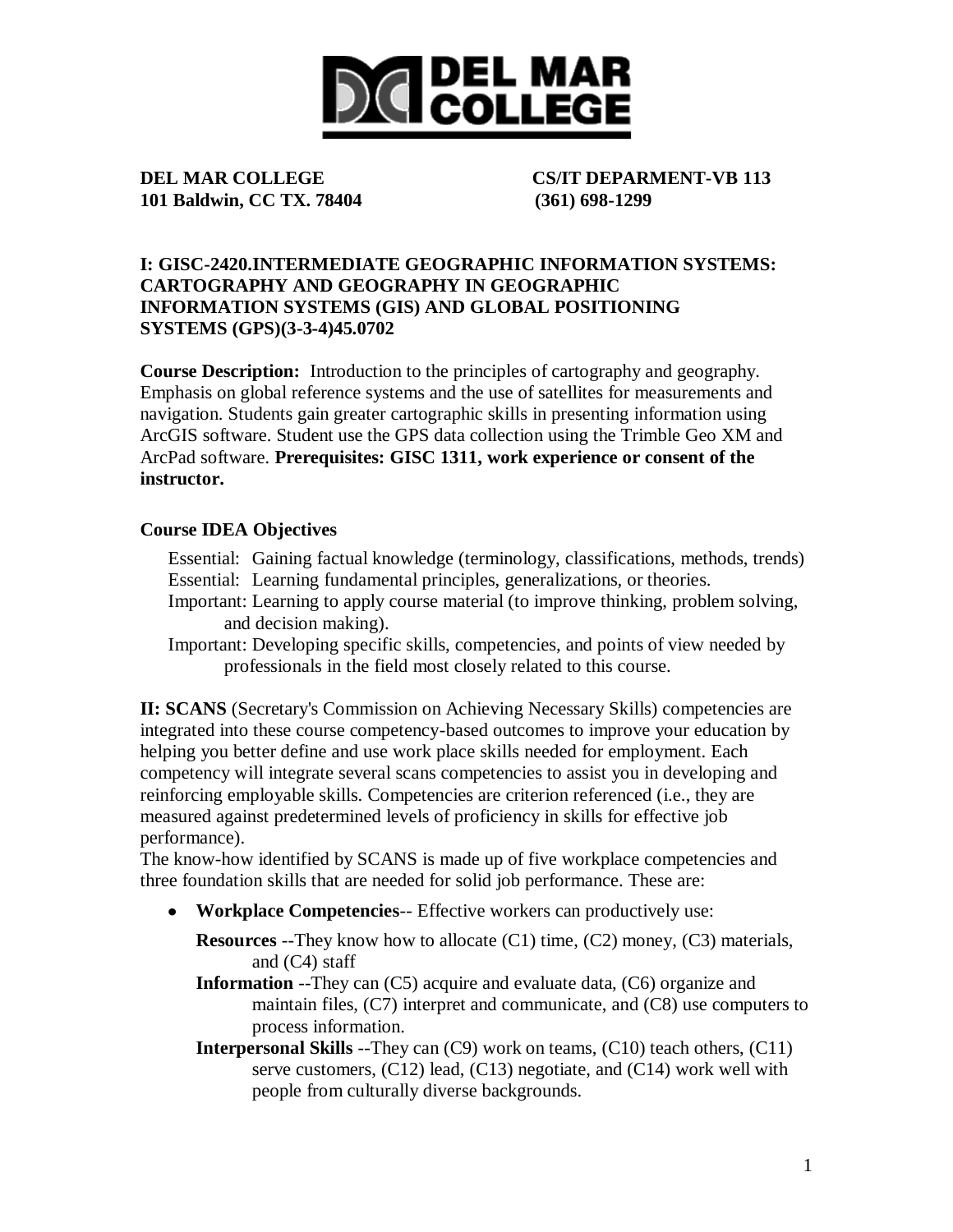**DEL MAR COLLEGE** **CS/IT DEPARMENT-VB 113**
**101 Baldwin, CC TX. 78404** **(361) 698-1299**

## I: GISC-2420.INTERMEDIATE GEOGRAPHIC INFORMATION SYSTEMS: CARTOGRAPHY AND GEOGRAPHY IN GEOGRAPHIC INFORMATION SYSTEMS (GIS) AND GLOBAL POSITIONING SYSTEMS (GPS)(3-3-4)45.0702

**Course Description:** Introduction to the principles of cartography and geography. Emphasis on global reference systems and the use of satellites for measurements and navigation. Students gain greater cartographic skills in presenting information using ArcGIS software. Student use the GPS data collection using the Trimble Geo XM and ArcPad software. **Prerequisites: GISC 1311, work experience or consent of the instructor.**

**Course IDEA Objectives**

Essential: Gaining factual knowledge (terminology, classifications, methods, trends)
Essential: Learning fundamental principles, generalizations, or theories.
Important: Learning to apply course material (to improve thinking, problem solving, and decision making).
Important: Developing specific skills, competencies, and points of view needed by professionals in the field most closely related to this course.

**II: SCANS** (Secretary's Commission on Achieving Necessary Skills) competencies are integrated into these course competency-based outcomes to improve your education by helping you better define and use work place skills needed for employment. Each competency will integrate several scans competencies to assist you in developing and reinforcing employable skills. Competencies are criterion referenced (i.e., they are measured against predetermined levels of proficiency in skills for effective job performance).
The know-how identified by SCANS is made up of five workplace competencies and three foundation skills that are needed for solid job performance. These are:

- **Workplace Competencies**-- Effective workers can productively use:

  **Resources** --They know how to allocate (C1) time, (C2) money, (C3) materials, and (C4) staff

  **Information** --They can (C5) acquire and evaluate data, (C6) organize and maintain files, (C7) interpret and communicate, and (C8) use computers to process information.

  **Interpersonal Skills** --They can (C9) work on teams, (C10) teach others, (C11) serve customers, (C12) lead, (C13) negotiate, and (C14) work well with people from culturally diverse backgrounds.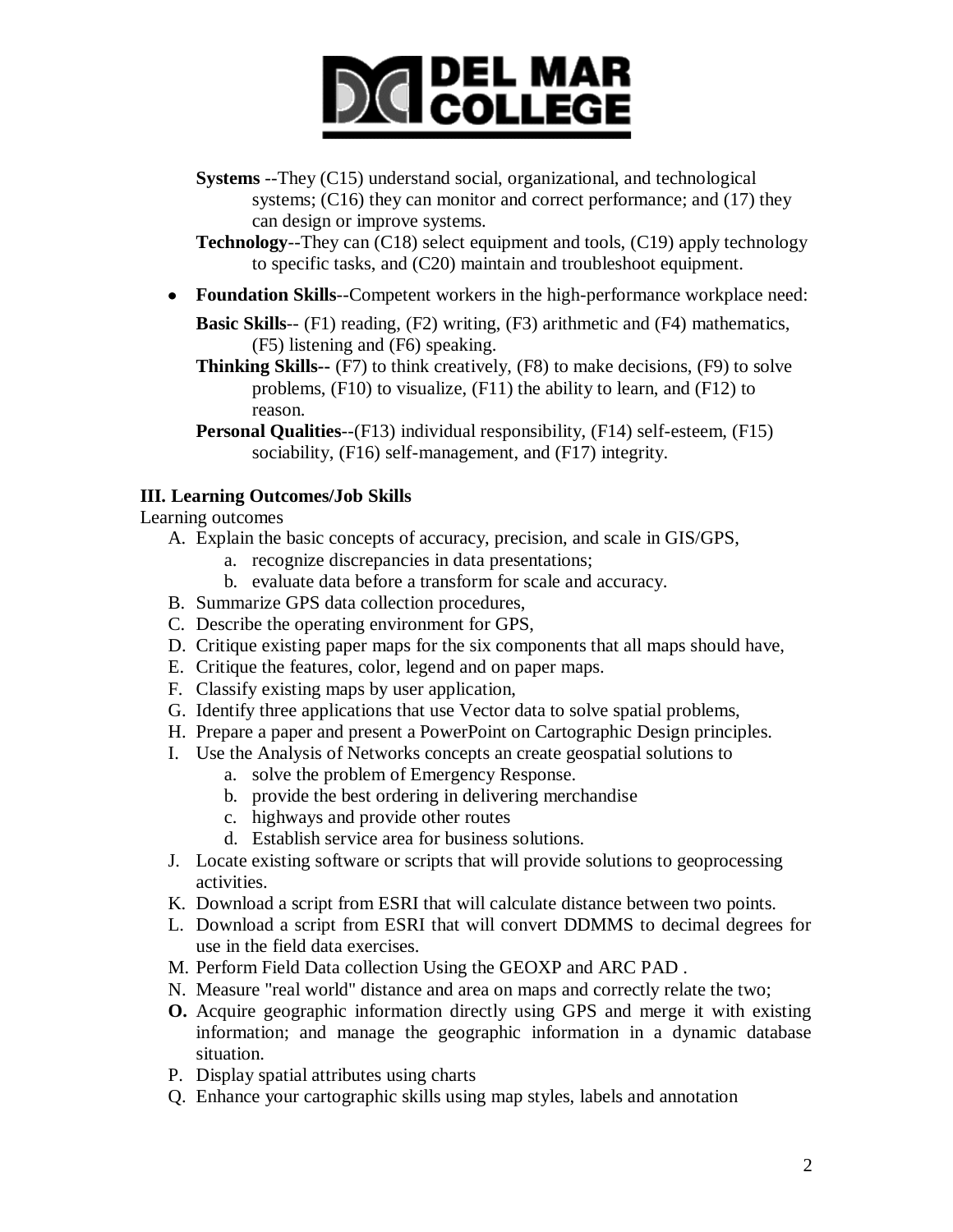**Systems** --They (C15) understand social, organizational, and technological systems; (C16) they can monitor and correct performance; and (17) they can design or improve systems.

**Technology**--They can (C18) select equipment and tools, (C19) apply technology to specific tasks, and (C20) maintain and troubleshoot equipment.

- **Foundation Skills**--Competent workers in the high-performance workplace need:

  **Basic Skills**-- (F1) reading, (F2) writing, (F3) arithmetic and (F4) mathematics, (F5) listening and (F6) speaking.

  **Thinking Skills--** (F7) to think creatively, (F8) to make decisions, (F9) to solve problems, (F10) to visualize, (F11) the ability to learn, and (F12) to reason.

  **Personal Qualities**--(F13) individual responsibility, (F14) self-esteem, (F15) sociability, (F16) self-management, and (F17) integrity.

### III. Learning Outcomes/Job Skills

Learning outcomes

A. Explain the basic concepts of accuracy, precision, and scale in GIS/GPS,
   a. recognize discrepancies in data presentations;
   b. evaluate data before a transform for scale and accuracy.
B. Summarize GPS data collection procedures,
C. Describe the operating environment for GPS,
D. Critique existing paper maps for the six components that all maps should have,
E. Critique the features, color, legend and on paper maps.
F. Classify existing maps by user application,
G. Identify three applications that use Vector data to solve spatial problems,
H. Prepare a paper and present a PowerPoint on Cartographic Design principles.
I. Use the Analysis of Networks concepts an create geospatial solutions to
   a. solve the problem of Emergency Response.
   b. provide the best ordering in delivering merchandise
   c. highways and provide other routes
   d. Establish service area for business solutions.
J. Locate existing software or scripts that will provide solutions to geoprocessing activities.
K. Download a script from ESRI that will calculate distance between two points.
L. Download a script from ESRI that will convert DDMMS to decimal degrees for use in the field data exercises.
M. Perform Field Data collection Using the GEOXP and ARC PAD .
N. Measure "real world" distance and area on maps and correctly relate the two;
**O.** Acquire geographic information directly using GPS and merge it with existing information; and manage the geographic information in a dynamic database situation.
P. Display spatial attributes using charts
Q. Enhance your cartographic skills using map styles, labels and annotation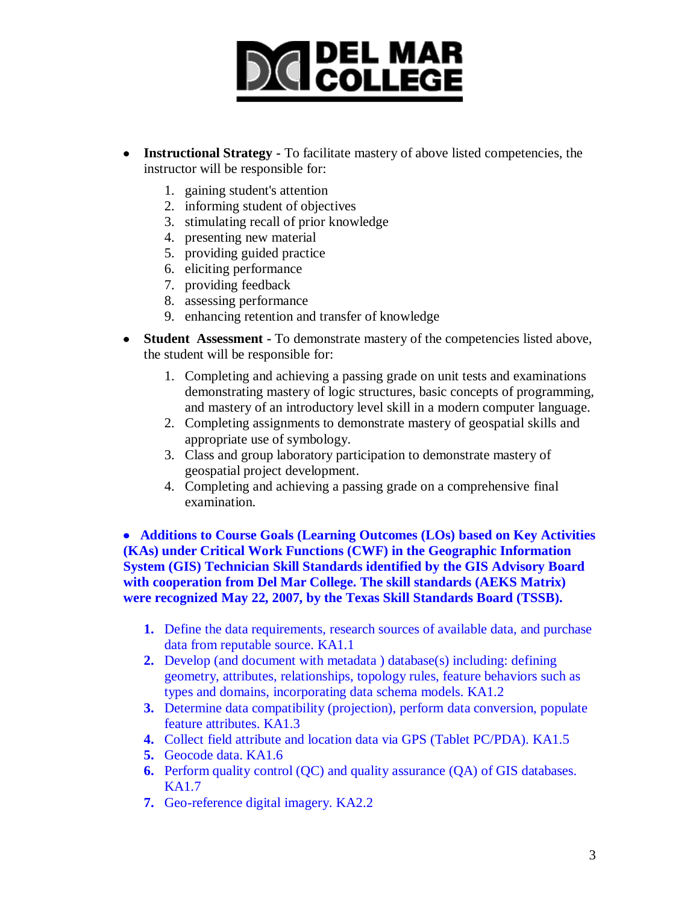- **Instructional Strategy -** To facilitate mastery of above listed competencies, the instructor will be responsible for:

    1. gaining student's attention
    2. informing student of objectives
    3. stimulating recall of prior knowledge
    4. presenting new material
    5. providing guided practice
    6. eliciting performance
    7. providing feedback
    8. assessing performance
    9. enhancing retention and transfer of knowledge

- **Student Assessment -** To demonstrate mastery of the competencies listed above, the student will be responsible for:

    1. Completing and achieving a passing grade on unit tests and examinations demonstrating mastery of logic structures, basic concepts of programming, and mastery of an introductory level skill in a modern computer language.
    2. Completing assignments to demonstrate mastery of geospatial skills and appropriate use of symbology.
    3. Class and group laboratory participation to demonstrate mastery of geospatial project development.
    4. Completing and achieving a passing grade on a comprehensive final examination.

- **Additions to Course Goals (Learning Outcomes (LOs) based on Key Activities (KAs) under Critical Work Functions (CWF) in the Geographic Information System (GIS) Technician Skill Standards identified by the GIS Advisory Board with cooperation from Del Mar College. The skill standards (AEKS Matrix) were recognized May 22, 2007, by the Texas Skill Standards Board (TSSB).**

    1. Define the data requirements, research sources of available data, and purchase data from reputable source. KA1.1
    2. Develop (and document with metadata ) database(s) including: defining geometry, attributes, relationships, topology rules, feature behaviors such as types and domains, incorporating data schema models. KA1.2
    3. Determine data compatibility (projection), perform data conversion, populate feature attributes. KA1.3
    4. Collect field attribute and location data via GPS (Tablet PC/PDA). KA1.5
    5. Geocode data. KA1.6
    6. Perform quality control (QC) and quality assurance (QA) of GIS databases. KA1.7
    7. Geo-reference digital imagery. KA2.2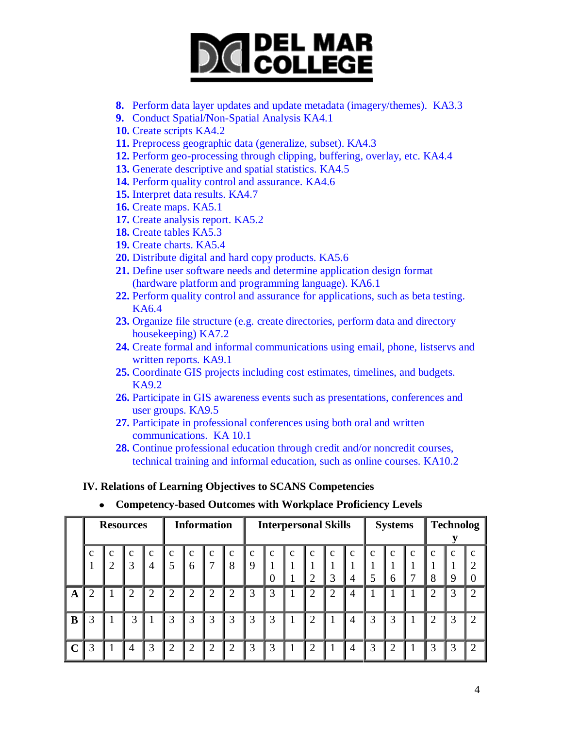8. Perform data layer updates and update metadata (imagery/themes). KA3.3
9. Conduct Spatial/Non-Spatial Analysis KA4.1
10. Create scripts KA4.2
11. Preprocess geographic data (generalize, subset). KA4.3
12. Perform geo-processing through clipping, buffering, overlay, etc. KA4.4
13. Generate descriptive and spatial statistics. KA4.5
14. Perform quality control and assurance. KA4.6
15. Interpret data results. KA4.7
16. Create maps. KA5.1
17. Create analysis report. KA5.2
18. Create tables KA5.3
19. Create charts. KA5.4
20. Distribute digital and hard copy products. KA5.6
21. Define user software needs and determine application design format (hardware platform and programming language). KA6.1
22. Perform quality control and assurance for applications, such as beta testing. KA6.4
23. Organize file structure (e.g. create directories, perform data and directory housekeeping) KA7.2
24. Create formal and informal communications using email, phone, listservs and written reports. KA9.1
25. Coordinate GIS projects including cost estimates, timelines, and budgets. KA9.2
26. Participate in GIS awareness events such as presentations, conferences and user groups. KA9.5
27. Participate in professional conferences using both oral and written communications. KA 10.1
28. Continue professional education through credit and/or noncredit courses, technical training and informal education, such as online courses. KA10.2

## IV. Relations of Learning Objectives to SCANS Competencies

- **Competency-based Outcomes with Workplace Proficiency Levels**

| | Resources | | | | Information | | | | Interpersonal Skills | | | | | | Systems | | | Technology | | |
|---|---|---|---|---|---|---|---|---|---|---|---|---|---|---|---|---|---|---|---|---|
| | c1 | c2 | c3 | c4 | c5 | c6 | c7 | c8 | c9 | c10 | c11 | c12 | c13 | c14 | c15 | c16 | c17 | c18 | c19 | c20 |
| **A** | 2 | 1 | 2 | 2 | 2 | 2 | 2 | 2 | 3 | 3 | 1 | 2 | 2 | 4 | 1 | 1 | 1 | 2 | 3 | 2 |
| **B** | 3 | 1 | 3 | 1 | 3 | 3 | 3 | 3 | 3 | 3 | 1 | 2 | 1 | 4 | 3 | 3 | 1 | 2 | 3 | 2 |
| **C** | 3 | 1 | 4 | 3 | 2 | 2 | 2 | 2 | 3 | 3 | 1 | 2 | 1 | 4 | 3 | 2 | 1 | 3 | 3 | 2 |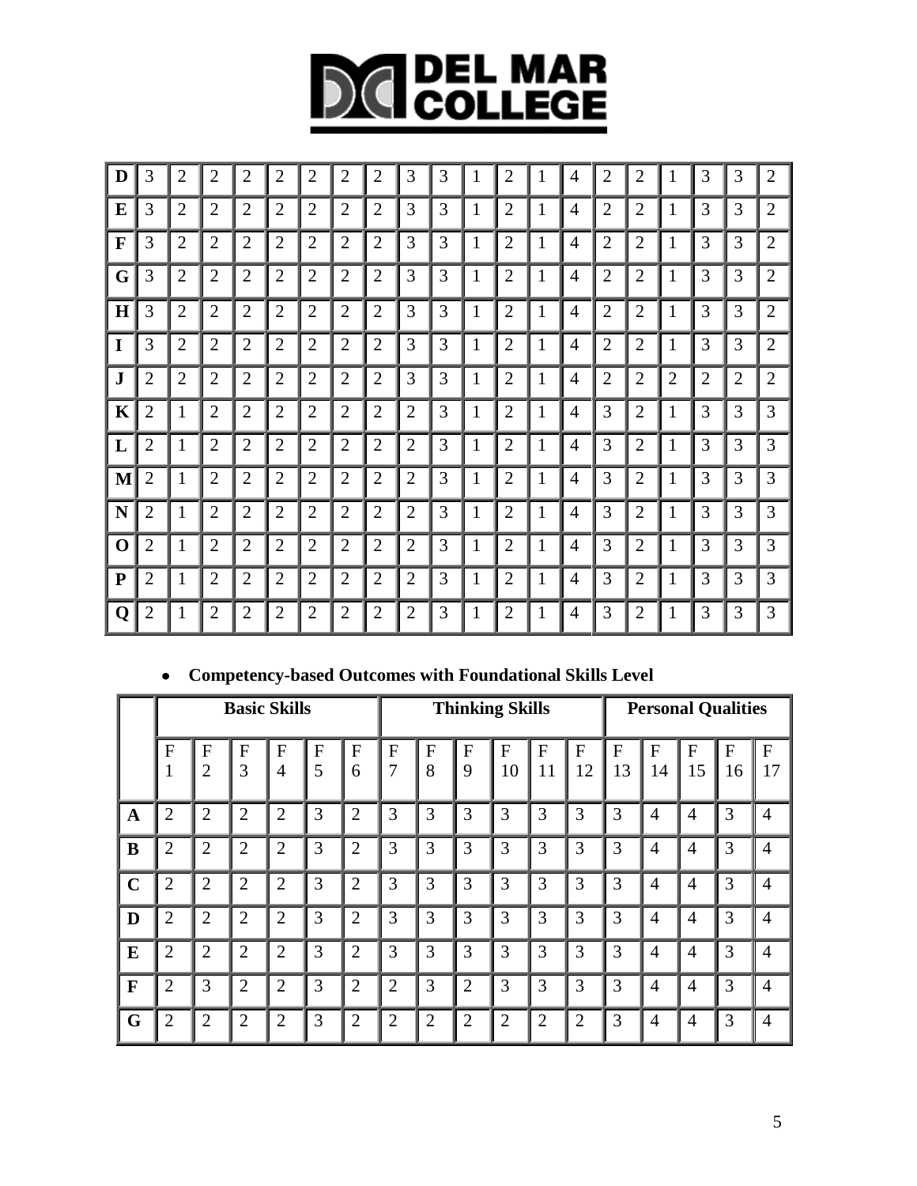# DEL MAR COLLEGE

| D | 3 | 2 | 2 | 2 | 2 | 2 | 2 | 2 | 3 | 3 | 1 | 2 | 1 | 4 | 2 | 2 | 1 | 3 | 3 | 2 |
|---|---|---|---|---|---|---|---|---|---|---|---|---|---|---|---|---|---|---|---|---|
| E | 3 | 2 | 2 | 2 | 2 | 2 | 2 | 2 | 3 | 3 | 1 | 2 | 1 | 4 | 2 | 2 | 1 | 3 | 3 | 2 |
| F | 3 | 2 | 2 | 2 | 2 | 2 | 2 | 2 | 3 | 3 | 1 | 2 | 1 | 4 | 2 | 2 | 1 | 3 | 3 | 2 |
| G | 3 | 2 | 2 | 2 | 2 | 2 | 2 | 2 | 3 | 3 | 1 | 2 | 1 | 4 | 2 | 2 | 1 | 3 | 3 | 2 |
| H | 3 | 2 | 2 | 2 | 2 | 2 | 2 | 2 | 3 | 3 | 1 | 2 | 1 | 4 | 2 | 2 | 1 | 3 | 3 | 2 |
| I | 3 | 2 | 2 | 2 | 2 | 2 | 2 | 2 | 3 | 3 | 1 | 2 | 1 | 4 | 2 | 2 | 1 | 3 | 3 | 2 |
| J | 2 | 2 | 2 | 2 | 2 | 2 | 2 | 2 | 3 | 3 | 1 | 2 | 1 | 4 | 2 | 2 | 2 | 2 | 2 | 2 |
| K | 2 | 1 | 2 | 2 | 2 | 2 | 2 | 2 | 2 | 3 | 1 | 2 | 1 | 4 | 3 | 2 | 1 | 3 | 3 | 3 |
| L | 2 | 1 | 2 | 2 | 2 | 2 | 2 | 2 | 2 | 3 | 1 | 2 | 1 | 4 | 3 | 2 | 1 | 3 | 3 | 3 |
| M | 2 | 1 | 2 | 2 | 2 | 2 | 2 | 2 | 2 | 3 | 1 | 2 | 1 | 4 | 3 | 2 | 1 | 3 | 3 | 3 |
| N | 2 | 1 | 2 | 2 | 2 | 2 | 2 | 2 | 2 | 3 | 1 | 2 | 1 | 4 | 3 | 2 | 1 | 3 | 3 | 3 |
| O | 2 | 1 | 2 | 2 | 2 | 2 | 2 | 2 | 2 | 3 | 1 | 2 | 1 | 4 | 3 | 2 | 1 | 3 | 3 | 3 |
| P | 2 | 1 | 2 | 2 | 2 | 2 | 2 | 2 | 2 | 3 | 1 | 2 | 1 | 4 | 3 | 2 | 1 | 3 | 3 | 3 |
| Q | 2 | 1 | 2 | 2 | 2 | 2 | 2 | 2 | 2 | 3 | 1 | 2 | 1 | 4 | 3 | 2 | 1 | 3 | 3 | 3 |

- **Competency-based Outcomes with Foundational Skills Level**

| | Basic Skills | | | | | | Thinking Skills | | | | | | Personal Qualities | | | | |
|---|---|---|---|---|---|---|---|---|---|---|---|---|---|---|---|---|---|
| | F 1 | F 2 | F 3 | F 4 | F 5 | F 6 | F 7 | F 8 | F 9 | F 10 | F 11 | F 12 | F 13 | F 14 | F 15 | F 16 | F 17 |
| A | 2 | 2 | 2 | 2 | 3 | 2 | 3 | 3 | 3 | 3 | 3 | 3 | 3 | 4 | 4 | 3 | 4 |
| B | 2 | 2 | 2 | 2 | 3 | 2 | 3 | 3 | 3 | 3 | 3 | 3 | 3 | 4 | 4 | 3 | 4 |
| C | 2 | 2 | 2 | 2 | 3 | 2 | 3 | 3 | 3 | 3 | 3 | 3 | 3 | 4 | 4 | 3 | 4 |
| D | 2 | 2 | 2 | 2 | 3 | 2 | 3 | 3 | 3 | 3 | 3 | 3 | 3 | 4 | 4 | 3 | 4 |
| E | 2 | 2 | 2 | 2 | 3 | 2 | 3 | 3 | 3 | 3 | 3 | 3 | 3 | 4 | 4 | 3 | 4 |
| F | 2 | 3 | 2 | 2 | 3 | 2 | 2 | 3 | 2 | 3 | 3 | 3 | 3 | 4 | 4 | 3 | 4 |
| G | 2 | 2 | 2 | 2 | 3 | 2 | 2 | 2 | 2 | 2 | 2 | 2 | 3 | 4 | 4 | 3 | 4 |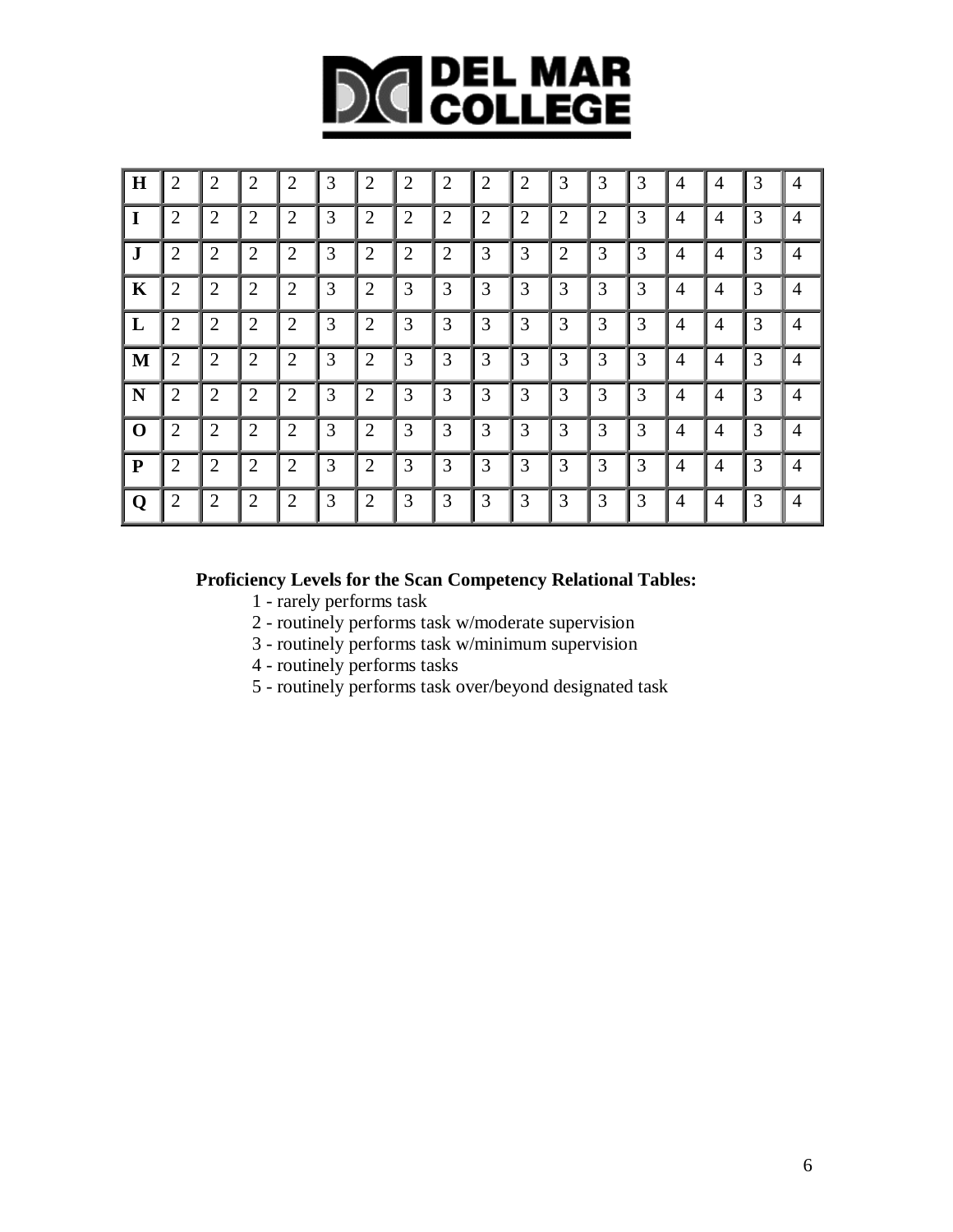| | | | | | | | | | | | | | | | | | |
|---|---|---|---|---|---|---|---|---|---|---|---|---|---|---|---|---|---|
| **H** | 2 | 2 | 2 | 2 | 3 | 2 | 2 | 2 | 2 | 2 | 3 | 3 | 3 | 4 | 4 | 3 | 4 |
| **I** | 2 | 2 | 2 | 2 | 3 | 2 | 2 | 2 | 2 | 2 | 2 | 2 | 3 | 4 | 4 | 3 | 4 |
| **J** | 2 | 2 | 2 | 2 | 3 | 2 | 2 | 2 | 3 | 3 | 2 | 3 | 3 | 4 | 4 | 3 | 4 |
| **K** | 2 | 2 | 2 | 2 | 3 | 2 | 3 | 3 | 3 | 3 | 3 | 3 | 3 | 4 | 4 | 3 | 4 |
| **L** | 2 | 2 | 2 | 2 | 3 | 2 | 3 | 3 | 3 | 3 | 3 | 3 | 3 | 4 | 4 | 3 | 4 |
| **M** | 2 | 2 | 2 | 2 | 3 | 2 | 3 | 3 | 3 | 3 | 3 | 3 | 3 | 4 | 4 | 3 | 4 |
| **N** | 2 | 2 | 2 | 2 | 3 | 2 | 3 | 3 | 3 | 3 | 3 | 3 | 3 | 4 | 4 | 3 | 4 |
| **O** | 2 | 2 | 2 | 2 | 3 | 2 | 3 | 3 | 3 | 3 | 3 | 3 | 3 | 4 | 4 | 3 | 4 |
| **P** | 2 | 2 | 2 | 2 | 3 | 2 | 3 | 3 | 3 | 3 | 3 | 3 | 3 | 4 | 4 | 3 | 4 |
| **Q** | 2 | 2 | 2 | 2 | 3 | 2 | 3 | 3 | 3 | 3 | 3 | 3 | 3 | 4 | 4 | 3 | 4 |

**Proficiency Levels for the Scan Competency Relational Tables:**

1 - rarely performs task
2 - routinely performs task w/moderate supervision
3 - routinely performs task w/minimum supervision
4 - routinely performs tasks
5 - routinely performs task over/beyond designated task